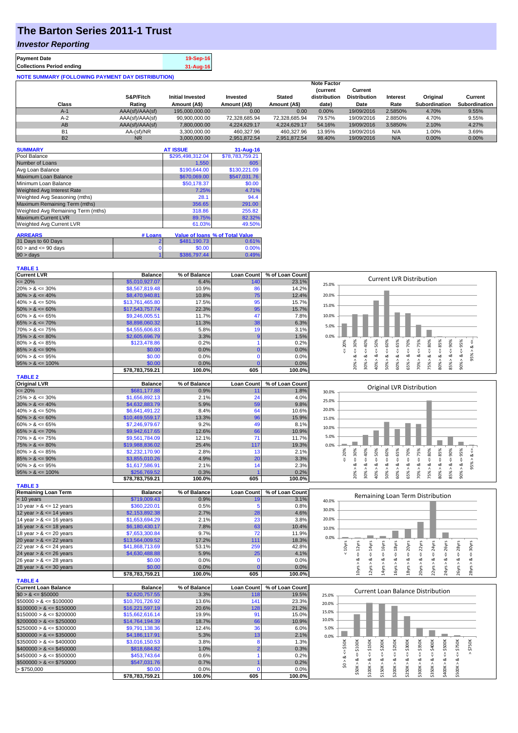# The Barton Series 2011-1 Trust

## *Investor Reporting*

| | |
|---|---|
| **Payment Date** | 19-Sep-16 |
| **Collections Period ending** | 31-Aug-16 |

**NOTE SUMMARY (FOLLOWING PAYMENT DAY DISTRIBUTION)**

| Class | S&P/Fitch Rating | Initial Invested Amount (A$) | Invested Amount (A$) | Stated Amount (A$) | Note Factor (current distribution date) | Current Distribution Date | Interest Rate | Original Subordination | Current Subordination |
|---|---|---|---|---|---|---|---|---|---|
| A-1 | AAA(sf)/AAA(sf) | 195,000,000.00 | 0.00 | 0.00 | 0.00% | 19/09/2016 | 2.5850% | 4.70% | 9.55% |
| A-2 | AAA(sf)/AAA(sf) | 90,900,000.00 | 72,328,685.94 | 72,328,685.94 | 79.57% | 19/09/2016 | 2.8850% | 4.70% | 9.55% |
| AB | AAA(sf)/AAA(sf) | 7,800,000.00 | 4,224,629.17 | 4,224,629.17 | 54.16% | 19/09/2016 | 3.5850% | 2.10% | 4.27% |
| B1 | AA-(sf)/NR | 3,300,000.00 | 460,327.96 | 460,327.96 | 13.95% | 19/09/2016 | N/A | 1.00% | 3.69% |
| B2 | NR | 3,000,000.00 | 2,951,872.54 | 2,951,872.54 | 98.40% | 19/09/2016 | N/A | 0.00% | 0.00% |

| SUMMARY | AT ISSUE | 31-Aug-16 |
|---|---|---|
| Pool Balance | $295,498,312.04 | $78,783,759.21 |
| Number of Loans | 1,550 | 605 |
| Avg Loan Balance | $190,644.00 | $130,221.09 |
| Maximum Loan Balance | $670,069.00 | $547,031.76 |
| Minimum Loan Balance | $50,178.37 | $0.00 |
| Weighted Avg Interest Rate | 7.25% | 4.71% |
| Weighted Avg Seasoning (mths) | 28.1 | 94.4 |
| Maximum Remaining Term (mths) | 356.65 | 291.00 |
| Weighted Avg Remaining Term (mths) | 318.86 | 255.82 |
| Maximum Current LVR | 89.75% | 82.32% |
| Weighted Avg Current LVR | 61.03% | 49.50% |

| ARREARS | # Loans | Value of loans | % of Total Value |
|---|---|---|---|
| 31 Days to 60 Days | 2 | $481,190.73 | 0.61% |
| $60 >$ and $<= 90$ days | 0 | $0.00 | 0.00% |
| $90 >$ days | 1 | $386,797.44 | 0.49% |

**TABLE 1**

| Current LVR | Balance | % of Balance | Loan Count | % of Loan Count |
|---|---|---|---|---|
| <= 20% | $5,010,927.07 | 6.4% | 140 | 23.1% |
| 20% > & <= 30% | $8,567,819.48 | 10.9% | 86 | 14.2% |
| 30% > & <= 40% | $8,470,940.81 | 10.8% | 75 | 12.4% |
| 40% > & <= 50% | $13,761,465.80 | 17.5% | 95 | 15.7% |
| 50% > & <= 60% | $17,543,757.74 | 22.3% | 95 | 15.7% |
| 60% > & <= 65% | $9,246,005.51 | 11.7% | 47 | 7.8% |
| 65% > & <= 70% | $8,898,060.32 | 11.3% | 38 | 6.3% |
| 70% > & <= 75% | $4,555,606.83 | 5.8% | 19 | 3.1% |
| 75% > & <= 80% | $2,605,696.79 | 3.3% | 9 | 1.5% |
| 80% > & <= 85% | $123,478.86 | 0.2% | 1 | 0.2% |
| 85% > & <= 90% | $0.00 | 0.0% | 0 | 0.0% |
| 90% > & <= 95% | $0.00 | 0.0% | 0 | 0.0% |
| 95% > & <= 100% | $0.00 | 0.0% | 0 | 0.0% |
| | $78,783,759.21 | 100.0% | 605 | 100.0% |

**TABLE 2**

| Original LVR | Balance | % of Balance | Loan Count | % of Loan Count |
|---|---|---|---|---|
| <= 20% | $681,177.88 | 0.9% | 11 | 1.8% |
| 25% > & <= 30% | $1,656,892.13 | 2.1% | 24 | 4.0% |
| 30% > & <= 40% | $4,632,883.79 | 5.9% | 59 | 9.8% |
| 40% > & <= 50% | $6,641,491.22 | 8.4% | 64 | 10.6% |
| 50% > & <= 60% | $10,469,559.17 | 13.3% | 96 | 15.9% |
| 60% > & <= 65% | $7,246,979.67 | 9.2% | 49 | 8.1% |
| 65% > & <= 70% | $9,942,617.65 | 12.6% | 66 | 10.9% |
| 70% > & <= 75% | $9,561,784.09 | 12.1% | 71 | 11.7% |
| 75% > & <= 80% | $19,988,836.02 | 25.4% | 117 | 19.3% |
| 80% > & <= 85% | $2,232,170.90 | 2.8% | 13 | 2.1% |
| 85% > & <= 90% | $3,855,010.26 | 4.9% | 20 | 3.3% |
| 90% > & <= 95% | $1,617,586.91 | 2.1% | 14 | 2.3% |
| 95% > & <= 100% | $256,769.52 | 0.3% | 1 | 0.2% |
| | $78,783,759.21 | 100.0% | 605 | 100.0% |

**TABLE 3**

| Remaining Loan Term | Balance | % of Balance | Loan Count | % of Loan Count |
|---|---|---|---|---|
| < 10 years | $719,009.43 | 0.9% | 19 | 3.1% |
| 10 year > & <= 12 years | $360,220.01 | 0.5% | 5 | 0.8% |
| 12 year > & <= 14 years | $2,153,892.38 | 2.7% | 28 | 4.6% |
| 14 year > & <= 16 years | $1,653,694.29 | 2.1% | 23 | 3.8% |
| 16 year > & <= 18 years | $6,180,430.17 | 7.8% | 63 | 10.4% |
| 18 year > & <= 20 years | $7,653,300.84 | 9.7% | 72 | 11.9% |
| 20 year > & <= 22 years | $13,564,009.52 | 17.2% | 111 | 18.3% |
| 22 year > & <= 24 years | $41,868,713.69 | 53.1% | 259 | 42.8% |
| 24 year > & <= 26 years | $4,630,488.88 | 5.9% | 25 | 4.1% |
| 26 year > & <= 28 years | $0.00 | 0.0% | 0 | 0.0% |
| 28 year > & <= 30 years | $0.00 | 0.0% | 0 | 0.0% |
| | $78,783,759.21 | 100.0% | 605 | 100.0% |

**TABLE 4**

| Current Loan Balance | Balance | % of Balance | Loan Count | % of Loan Count |
|---|---|---|---|---|
| $0 > & <= $50000 | $2,620,757.55 | 3.3% | 118 | 19.5% |
| $50000 > & <= $100000 | $10,701,726.92 | 13.6% | 141 | 23.3% |
| $100000 > & <= $150000 | $16,221,597.19 | 20.6% | 128 | 21.2% |
| $150000 > & <= $200000 | $15,662,616.14 | 19.9% | 91 | 15.0% |
| $200000 > & <= $250000 | $14,764,194.39 | 18.7% | 66 | 10.9% |
| $250000 > & <= $300000 | $9,791,138.36 | 12.4% | 36 | 6.0% |
| $300000 > & <= $350000 | $4,186,117.91 | 5.3% | 13 | 2.1% |
| $350000 > & <= $400000 | $3,016,150.53 | 3.8% | 8 | 1.3% |
| $400000 > & <= $450000 | $818,684.82 | 1.0% | 2 | 0.3% |
| $450000 > & <= $500000 | $453,743.64 | 0.6% | 1 | 0.2% |
| $500000 > & <= $750000 | $547,031.76 | 0.7% | 1 | 0.2% |
| > $750,000 | $0.00 | 0.0% | 0 | 0.0% |
| | $78,783,759.21 | 100.0% | 605 | 100.0% |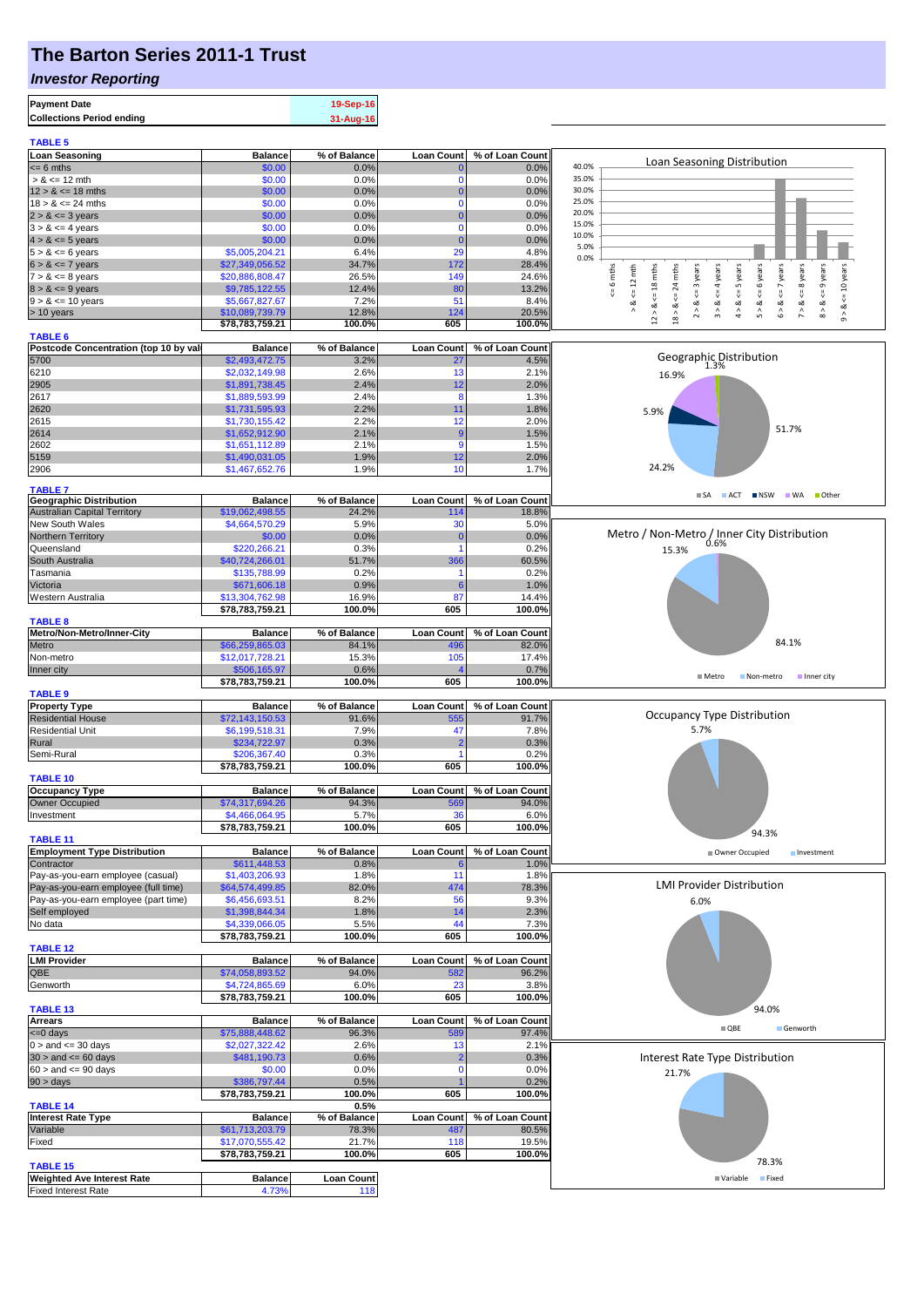# The Barton Series 2011-1 Trust

## *Investor Reporting*

| | |
|---|---|
| **Payment Date** | 19-Sep-16 |
| **Collections Period ending** | 31-Aug-16 |

**TABLE 5**

| Loan Seasoning | Balance | % of Balance | Loan Count | % of Loan Count |
|---|---|---|---|---|
| <= 6 mths | $0.00 | 0.0% | 0 | 0.0% |
| > & <= 12 mth | $0.00 | 0.0% | 0 | 0.0% |
| 12 > & <= 18 mths | $0.00 | 0.0% | 0 | 0.0% |
| 18 > & <= 24 mths | $0.00 | 0.0% | 0 | 0.0% |
| 2 > & <= 3 years | $0.00 | 0.0% | 0 | 0.0% |
| 3 > & <= 4 years | $0.00 | 0.0% | 0 | 0.0% |
| 4 > & <= 5 years | $0.00 | 0.0% | 0 | 0.0% |
| 5 > & <= 6 years | $5,005,204.21 | 6.4% | 29 | 4.8% |
| 6 > & <= 7 years | $27,349,056.52 | 34.7% | 172 | 28.4% |
| 7 > & <= 8 years | $20,886,808.47 | 26.5% | 149 | 24.6% |
| 8 > & <= 9 years | $9,785,122.55 | 12.4% | 80 | 13.2% |
| 9 > & <= 10 years | $5,667,827.67 | 7.2% | 51 | 8.4% |
| > 10 years | $10,089,739.79 | 12.8% | 124 | 20.5% |
| | $78,783,759.21 | 100.0% | 605 | 100.0% |

Loan Seasoning Distribution

40.0%
35.0%
30.0%
25.0%
20.0%
15.0%
10.0%
5.0%
0.0%

<= 6 mths, > & <= 12 mth, 12 > & <= 18 mths, 18 > & <= 24 mths, 2 > & <= 3 years, 3 > & <= 4 years, 4 > & <= 5 years, 5 > & <= 6 years, 6 > & <= 7 years, 7 > & <= 8 years, 8 > & <= 9 years, 9 > & <= 10 years

**TABLE 6**

| Postcode Concentration (top 10 by value) | Balance | % of Balance | Loan Count | % of Loan Count |
|---|---|---|---|---|
| 5700 | $2,493,472.75 | 3.2% | 27 | 4.5% |
| 6210 | $2,032,149.98 | 2.6% | 13 | 2.1% |
| 2905 | $1,891,738.45 | 2.4% | 12 | 2.0% |
| 2617 | $1,889,593.99 | 2.4% | 8 | 1.3% |
| 2620 | $1,731,595.93 | 2.2% | 11 | 1.8% |
| 2615 | $1,730,155.42 | 2.2% | 12 | 2.0% |
| 2614 | $1,652,912.90 | 2.1% | 9 | 1.5% |
| 2602 | $1,651,112.89 | 2.1% | 9 | 1.5% |
| 5159 | $1,490,031.05 | 1.9% | 12 | 2.0% |
| 2906 | $1,467,652.76 | 1.9% | 10 | 1.7% |

Geographic Distribution

1.3%
16.9%
5.9%
51.7%
24.2%

SA ACT NSW WA Other

**TABLE 7**

| Geographic Distribution | Balance | % of Balance | Loan Count | % of Loan Count |
|---|---|---|---|---|
| Australian Capital Territory | $19,062,498.55 | 24.2% | 114 | 18.8% |
| New South Wales | $4,664,570.29 | 5.9% | 30 | 5.0% |
| Northern Territory | $0.00 | 0.0% | 0 | 0.0% |
| Queensland | $220,266.21 | 0.3% | 1 | 0.2% |
| South Australia | $40,724,266.01 | 51.7% | 366 | 60.5% |
| Tasmania | $135,788.99 | 0.2% | 1 | 0.2% |
| Victoria | $671,606.18 | 0.9% | 6 | 1.0% |
| Western Australia | $13,304,762.98 | 16.9% | 87 | 14.4% |
| | $78,783,759.21 | 100.0% | 605 | 100.0% |

Metro / Non-Metro / Inner City Distribution

0.6%
15.3%
84.1%

Metro Non-metro Inner city

**TABLE 8**

| Metro/Non-Metro/Inner-City | Balance | % of Balance | Loan Count | % of Loan Count |
|---|---|---|---|---|
| Metro | $66,259,865.03 | 84.1% | 496 | 82.0% |
| Non-metro | $12,017,728.21 | 15.3% | 105 | 17.4% |
| Inner city | $506,165.97 | 0.6% | 4 | 0.7% |
| | $78,783,759.21 | 100.0% | 605 | 100.0% |

**TABLE 9**

| Property Type | Balance | % of Balance | Loan Count | % of Loan Count |
|---|---|---|---|---|
| Residential House | $72,143,150.53 | 91.6% | 555 | 91.7% |
| Residential Unit | $6,199,518.31 | 7.9% | 47 | 7.8% |
| Rural | $234,722.97 | 0.3% | 2 | 0.3% |
| Semi-Rural | $206,367.40 | 0.3% | 1 | 0.2% |
| | $78,783,759.21 | 100.0% | 605 | 100.0% |

Occupancy Type Distribution

5.7%
94.3%

Owner Occupied Investment

**TABLE 10**

| Occupancy Type | Balance | % of Balance | Loan Count | % of Loan Count |
|---|---|---|---|---|
| Owner Occupied | $74,317,694.26 | 94.3% | 569 | 94.0% |
| Investment | $4,466,064.95 | 5.7% | 36 | 6.0% |
| | $78,783,759.21 | 100.0% | 605 | 100.0% |

**TABLE 11**

| Employment Type Distribution | Balance | % of Balance | Loan Count | % of Loan Count |
|---|---|---|---|---|
| Contractor | $611,448.53 | 0.8% | 6 | 1.0% |
| Pay-as-you-earn employee (casual) | $1,403,206.93 | 1.8% | 11 | 1.8% |
| Pay-as-you-earn employee (full time) | $64,574,499.85 | 82.0% | 474 | 78.3% |
| Pay-as-you-earn employee (part time) | $6,456,693.51 | 8.2% | 56 | 9.3% |
| Self employed | $1,398,844.34 | 1.8% | 14 | 2.3% |
| No data | $4,339,066.05 | 5.5% | 44 | 7.3% |
| | $78,783,759.21 | 100.0% | 605 | 100.0% |

LMI Provider Distribution

6.0%
94.0%

QBE Genworth

**TABLE 12**

| LMI Provider | Balance | % of Balance | Loan Count | % of Loan Count |
|---|---|---|---|---|
| QBE | $74,058,893.52 | 94.0% | 582 | 96.2% |
| Genworth | $4,724,865.69 | 6.0% | 23 | 3.8% |
| | $78,783,759.21 | 100.0% | 605 | 100.0% |

**TABLE 13**

| Arrears | Balance | % of Balance | Loan Count | % of Loan Count |
|---|---|---|---|---|
| <=0 days | $75,888,448.62 | 96.3% | 589 | 97.4% |
| 0 > and <= 30 days | $2,027,322.42 | 2.6% | 13 | 2.1% |
| 30 > and <= 60 days | $481,190.73 | 0.6% | 2 | 0.3% |
| 60 > and <= 90 days | $0.00 | 0.0% | 0 | 0.0% |
| 90 > days | $386,797.44 | 0.5% | 1 | 0.2% |
| | $78,783,759.21 | 100.0% | 605 | 100.0% |
| | | 0.5% | | |

Interest Rate Type Distribution

21.7%
78.3%

Variable Fixed

**TABLE 14**

| Interest Rate Type | Balance | % of Balance | Loan Count | % of Loan Count |
|---|---|---|---|---|
| Variable | $61,713,203.79 | 78.3% | 487 | 80.5% |
| Fixed | $17,070,555.42 | 21.7% | 118 | 19.5% |
| | $78,783,759.21 | 100.0% | 605 | 100.0% |

**TABLE 15**

| Weighted Ave Interest Rate | Balance | Loan Count |
|---|---|---|
| Fixed Interest Rate | 4.73% | 118 |